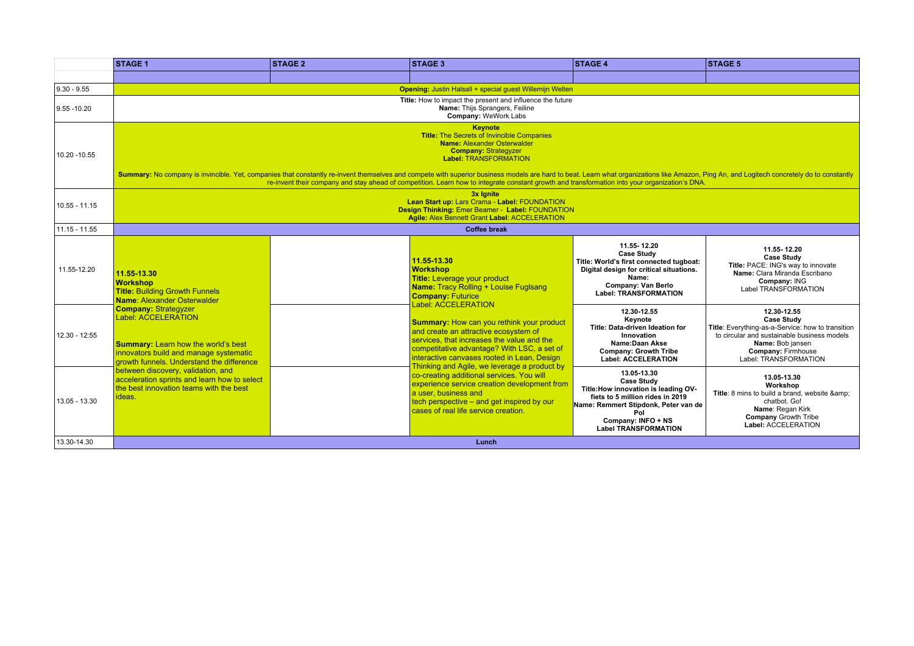| | STAGE 1 | STAGE 2 | STAGE 3 | STAGE 4 | STAGE 5 |
|---|---|---|---|---|---|
| | | | | | |
| 9.30 - 9.55 | **Opening:** Justin Halsall + special guest Willemijn Welten | | | | |
| 9.55 -10.20 | **Title:** How to impact the present and influence the future **Name:** Thijs Sprangers, Feiline **Company:** WeWork Labs | | | | |
| 10.20 -10.55 | **Keynote** **Title:** The Secrets of Invincible Companies **Name:** Alexander Osterwalder **Company:** Strategyzer **Label:** TRANSFORMATION **Summary:** No company is invincible. Yet, companies that constantly re-invent themselves and compete with superior business models are hard to beat. Learn what organizations like Amazon, Ping An, and Logitech concretely do to constantly re-invent their company and stay ahead of competition. Learn how to integrate constant growth and transformation into your organization's DNA. | | | | |
| 10.55 - 11.15 | **3x Ignite** **Lean Start up:** Lars Crama - **Label:** FOUNDATION **Design Thinking:** Emer Beamer - **Label:** FOUNDATION **Agile:** Alex Bennett Grant **Label**: ACCELERATION | | | | |
| 11.15 - 11.55 | **Coffee break** | | | | |
| 11.55-12.20 | **11.55-13.30** **Workshop** **Title:** Building Growth Funnels **Name**: Alexander Osterwalder **Company:** Strategyzer Label: ACCELERATION **Summary:** Learn how the world's best innovators build and manage systematic growth funnels. Understand the difference between discovery, validation, and acceleration sprints and learn how to select the best innovation teams with the best ideas. | | **11.55-13.30** **Workshop** **Title:** Leverage your product **Name:** Tracy Rolling + Louise Fuglsang **Company:** Futurice Label: ACCELERATION **Summary:** How can you rethink your product and create an attractive ecosystem of services, that increases the value and the competitative advantage? With LSC, a set of interactive canvases rooted in Lean, Design Thinking and Agile, we leverage a product by co-creating additional services. You will experience service creation development from a user, business and tech perspective – and get inspired by our cases of real life service creation. | **11.55- 12.20** **Case Study** **Title: World's first connected tugboat: Digital design for critical situations.** **Name:** **Company: Van Berlo** **Label: TRANSFORMATION** | **11.55- 12.20** **Case Study** **Title:** PACE: ING's way to innovate **Name:** Clara Miranda Escribano **Company:** ING Label TRANSFORMATION |
| 12.30 - 12:55 | | | | **12.30-12.55** **Keynote** **Title: Data-driven Ideation for Innovation** **Name:Daan Akse** **Company: Growth Tribe** **Label: ACCELERATION** | **12.30-12.55** **Case Study** **Title**: Everything-as-a-Service: how to transition to circular and sustainable business models **Name:** Bob jansen **Company:** Firmhouse Label: TRANSFORMATION |
| 13.05 - 13.30 | | | | **13.05-13.30** **Case Study** **Title:How innovation is leading OV-fiets to 5 million rides in 2019** **Name: Remmert Stipdonk, Peter van de Pol** **Company: INFO + NS** **Label TRANSFORMATION** | **13.05-13.30** **Workshop** **Title**: 8 mins to build a brand, website &amp; chatbot. Go! **Name**: Regan Kirk **Company** Growth Tribe **Label:** ACCELERATION |
| 13.30-14.30 | **Lunch** | | | | |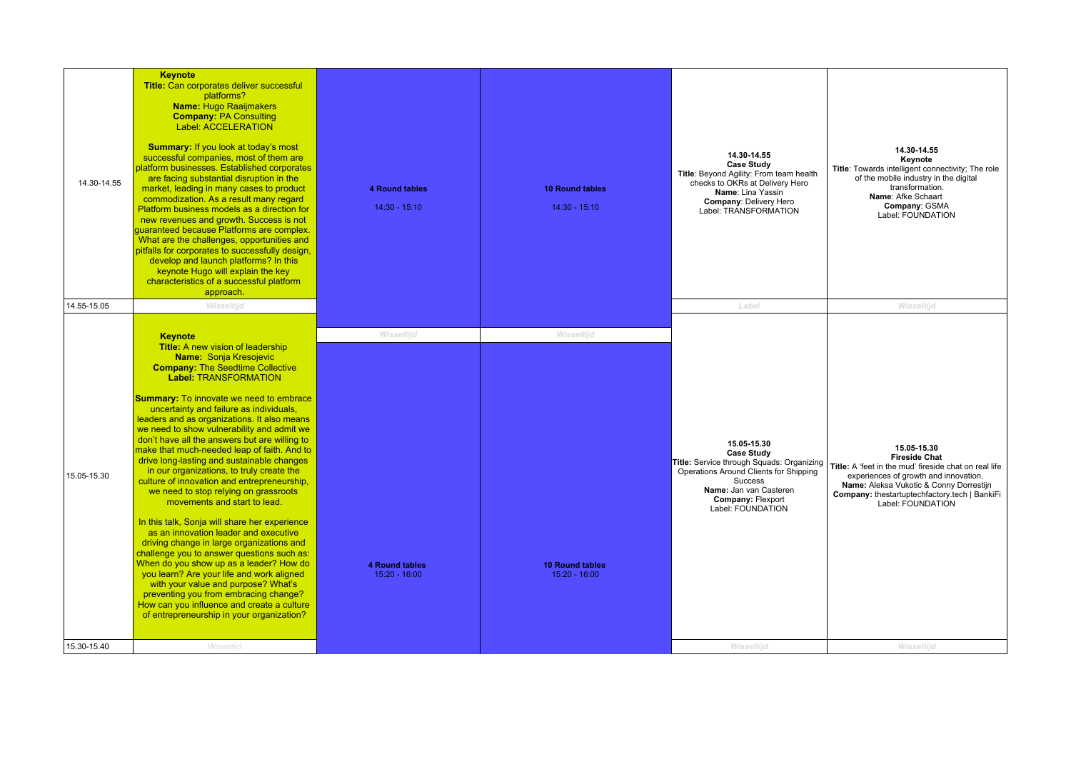| | | | | | |
|---|---|---|---|---|---|
| 14.30-14.55 | **Keynote**<br>**Title:** Can corporates deliver successful platforms?<br>**Name:** Hugo Raaijmakers<br>**Company:** PA Consulting<br>Label: ACCELERATION<br><br>**Summary:** If you look at today's most successful companies, most of them are platform businesses. Established corporates are facing substantial disruption in the market, leading in many cases to product commodization. As a result many regard Platform business models as a direction for new revenues and growth. Success is not guaranteed because Platforms are complex. What are the challenges, opportunities and pitfalls for corporates to successfully design, develop and launch platforms? In this keynote Hugo will explain the key characteristics of a successful platform approach. | **4 Round tables**<br><br>14:30 - 15:10 | **10 Round tables**<br><br>14:30 - 15:10 | **14.30-14.55**<br>**Case Study**<br>**Title**: Beyond Agility: From team health checks to OKRs at Delivery Hero<br>**Name**: Lina Yassin<br>**Company**: Delivery Hero<br>Label: TRANSFORMATION | **14.30-14.55**<br>**Keynote**<br>**Title**: Towards intelligent connectivity; The role of the mobile industry in the digital transformation.<br>**Name**: Afke Schaart<br>**Company**: GSMA<br>Label: FOUNDATION |
| 14.55-15.05 | *Wisseltijd* | | | *Label* | *Wisseltijd* |
| | | *Wisseltijd* | *Wisseltijd* | | |
| 15.05-15.30 | **Keynote**<br>**Title:** A new vision of leadership<br>**Name:** Sonja Kresojevic<br>**Company:** The Seedtime Collective<br>**Label:** TRANSFORMATION<br><br>**Summary:** To innovate we need to embrace uncertainty and failure as individuals, leaders and as organizations. It also means we need to show vulnerability and admit we don't have all the answers but are willing to make that much-needed leap of faith. And to drive long-lasting and sustainable changes in our organizations, to truly create the culture of innovation and entrepreneurship, we need to stop relying on grassroots movements and start to lead.<br><br>In this talk, Sonja will share her experience as an innovation leader and executive driving change in large organizations and challenge you to answer questions such as: When do you show up as a leader? How do you learn? Are your life and work aligned with your value and purpose? What's preventing you from embracing change? How can you influence and create a culture of entrepreneurship in your organization? | **4 Round tables**<br>15:20 - 16:00 | **10 Round tables**<br>15:20 - 16:00 | **15.05-15.30**<br>**Case Study**<br>**Title:** Service through Squads: Organizing Operations Around Clients for Shipping Success<br>**Name:** Jan van Casteren<br>**Company:** Flexport<br>Label: FOUNDATION | **15.05-15.30**<br>**Fireside Chat**<br>**Title:** A 'feet in the mud' fireside chat on real life experiences of growth and innovation.<br>**Name:** Aleksa Vukotic & Conny Dorrestijn<br>**Company:** thestartuptechfactory.tech \| BankiFi<br>Label: FOUNDATION |
| 15.30-15.40 | *Wisseltijd* | | | *Wisseltijd* | *Wisseltijd* |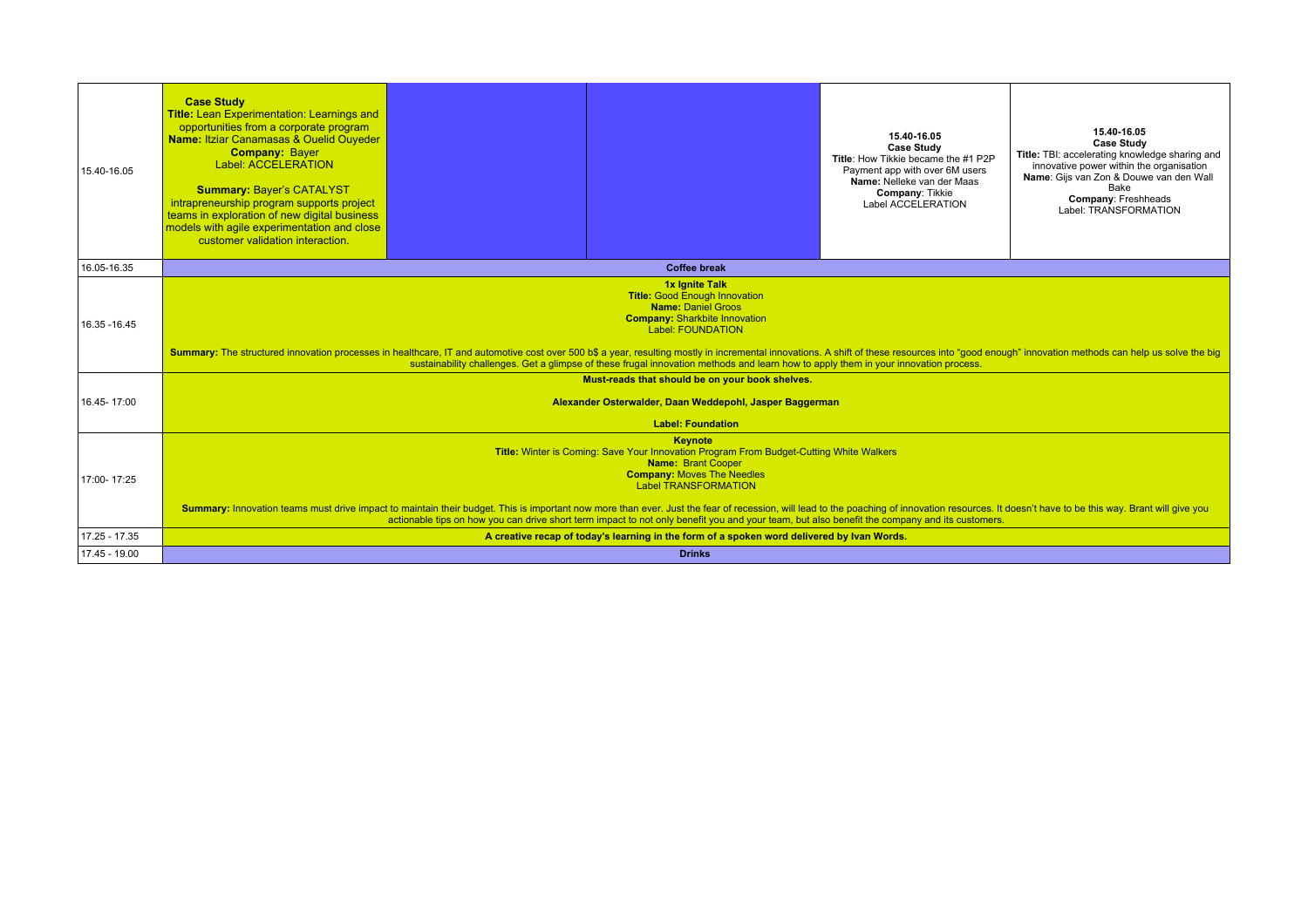| | | | | | |
|---|---|---|---|---|---|
| 15.40-16.05 | **Case Study** **Title:** Lean Experimentation: Learnings and opportunities from a corporate program **Name:** Itziar Canamasas & Ouelid Ouyeder **Company:** Bayer Label: ACCELERATION **Summary:** Bayer's CATALYST intrapreneurship program supports project teams in exploration of new digital business models with agile experimentation and close customer validation interaction. | | | **15.40-16.05** **Case Study** **Title**: How Tikkie became the #1 P2P Payment app with over 6M users **Name:** Nelleke van der Maas **Company**: Tikkie Label ACCELERATION | **15.40-16.05** **Case Study** **Title:** TBI: accelerating knowledge sharing and innovative power within the organisation **Name**: Gijs van Zon & Douwe van den Wall Bake **Company**: Freshheads Label: TRANSFORMATION |
| 16.05-16.35 | **Coffee break** | | | | |
| 16.35 -16.45 | **1x Ignite Talk** **Title:** Good Enough Innovation **Name:** Daniel Groos **Company:** Sharkbite Innovation Label: FOUNDATION **Summary:** The structured innovation processes in healthcare, IT and automotive cost over 500 b$ a year, resulting mostly in incremental innovations. A shift of these resources into "good enough" innovation methods can help us solve the big sustainability challenges. Get a glimpse of these frugal innovation methods and learn how to apply them in your innovation process. | | | | |
| 16.45- 17:00 | **Must-reads that should be on your book shelves.** **Alexander Osterwalder, Daan Weddepohl, Jasper Baggerman** **Label: Foundation** | | | | |
| 17:00- 17:25 | **Keynote** **Title:** Winter is Coming: Save Your Innovation Program From Budget-Cutting White Walkers **Name:** Brant Cooper **Company:** Moves The Needles Label TRANSFORMATION **Summary:** Innovation teams must drive impact to maintain their budget. This is important now more than ever. Just the fear of recession, will lead to the poaching of innovation resources. It doesn't have to be this way. Brant will give you actionable tips on how you can drive short term impact to not only benefit you and your team, but also benefit the company and its customers. | | | | |
| 17.25 - 17.35 | **A creative recap of today's learning in the form of a spoken word delivered by Ivan Words.** | | | | |
| 17.45 - 19.00 | **Drinks** | | | | |